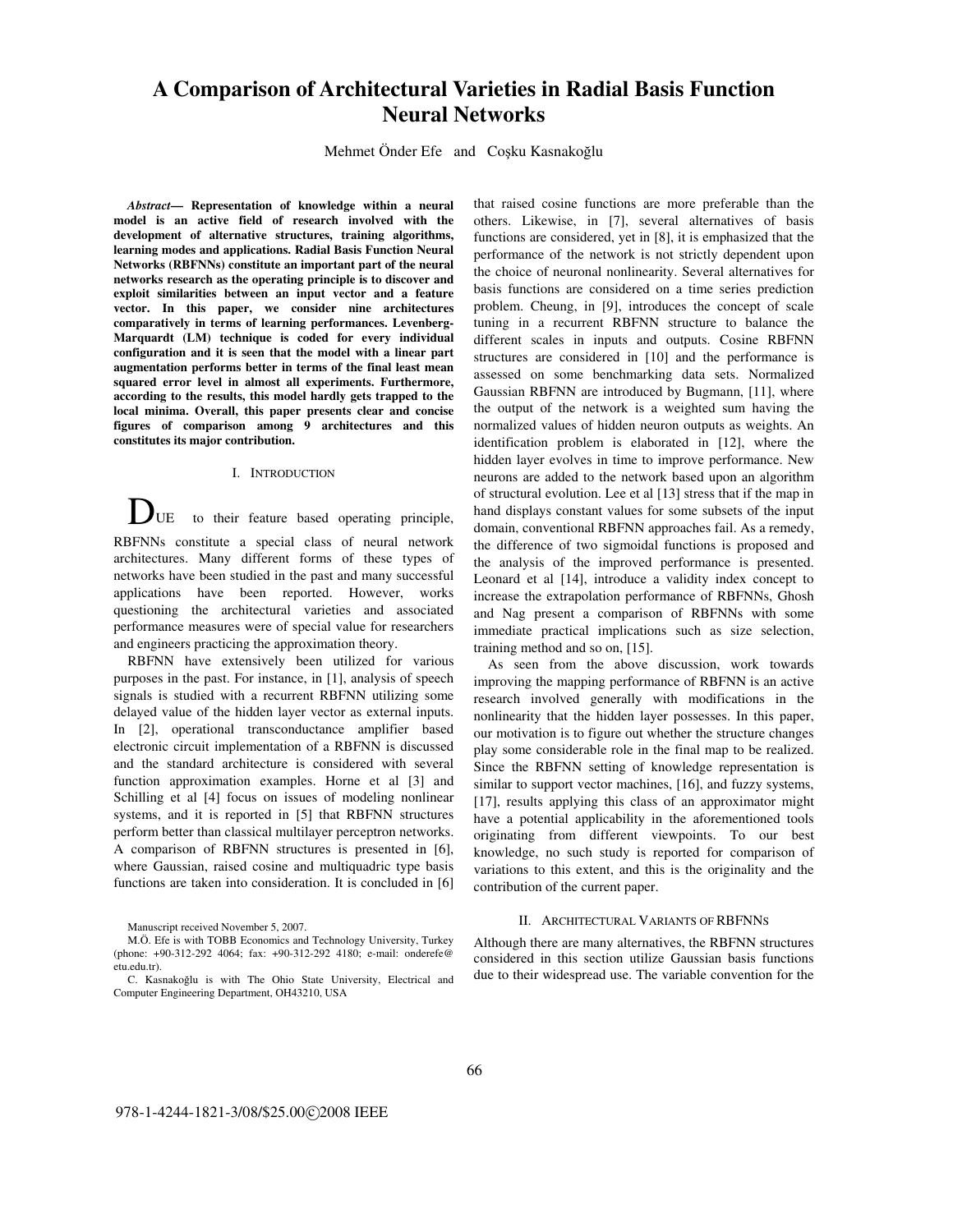# A Comparison of Architectural Varieties in Radial Basis Function Neural Networks

Mehmet Önder Efe and Coşku Kasnakoğlu

***Abstract*— Representation of knowledge within a neural model is an active field of research involved with the development of alternative structures, training algorithms, learning modes and applications. Radial Basis Function Neural Networks (RBFNNs) constitute an important part of the neural networks research as the operating principle is to discover and exploit similarities between an input vector and a feature vector. In this paper, we consider nine architectures comparatively in terms of learning performances. Levenberg-Marquardt (LM) technique is coded for every individual configuration and it is seen that the model with a linear part augmentation performs better in terms of the final least mean squared error level in almost all experiments. Furthermore, according to the results, this model hardly gets trapped to the local minima. Overall, this paper presents clear and concise figures of comparison among 9 architectures and this constitutes its major contribution.**

## I. Introduction

Due to their feature based operating principle, RBFNNs constitute a special class of neural network architectures. Many different forms of these types of networks have been studied in the past and many successful applications have been reported. However, works questioning the architectural varieties and associated performance measures were of special value for researchers and engineers practicing the approximation theory.

RBFNN have extensively been utilized for various purposes in the past. For instance, in [1], analysis of speech signals is studied with a recurrent RBFNN utilizing some delayed value of the hidden layer vector as external inputs. In [2], operational transconductance amplifier based electronic circuit implementation of a RBFNN is discussed and the standard architecture is considered with several function approximation examples. Horne et al [3] and Schilling et al [4] focus on issues of modeling nonlinear systems, and it is reported in [5] that RBFNN structures perform better than classical multilayer perceptron networks. A comparison of RBFNN structures is presented in [6], where Gaussian, raised cosine and multiquadric type basis functions are taken into consideration. It is concluded in [6] that raised cosine functions are more preferable than the others. Likewise, in [7], several alternatives of basis functions are considered, yet in [8], it is emphasized that the performance of the network is not strictly dependent upon the choice of neuronal nonlinearity. Several alternatives for basis functions are considered on a time series prediction problem. Cheung, in [9], introduces the concept of scale tuning in a recurrent RBFNN structure to balance the different scales in inputs and outputs. Cosine RBFNN structures are considered in [10] and the performance is assessed on some benchmarking data sets. Normalized Gaussian RBFNN are introduced by Bugmann, [11], where the output of the network is a weighted sum having the normalized values of hidden neuron outputs as weights. An identification problem is elaborated in [12], where the hidden layer evolves in time to improve performance. New neurons are added to the network based upon an algorithm of structural evolution. Lee et al [13] stress that if the map in hand displays constant values for some subsets of the input domain, conventional RBFNN approaches fail. As a remedy, the difference of two sigmoidal functions is proposed and the analysis of the improved performance is presented. Leonard et al [14], introduce a validity index concept to increase the extrapolation performance of RBFNNs, Ghosh and Nag present a comparison of RBFNNs with some immediate practical implications such as size selection, training method and so on, [15].

As seen from the above discussion, work towards improving the mapping performance of RBFNN is an active research involved generally with modifications in the nonlinearity that the hidden layer possesses. In this paper, our motivation is to figure out whether the structure changes play some considerable role in the final map to be realized. Since the RBFNN setting of knowledge representation is similar to support vector machines, [16], and fuzzy systems, [17], results applying this class of an approximator might have a potential applicability in the aforementioned tools originating from different viewpoints. To our best knowledge, no such study is reported for comparison of variations to this extent, and this is the originality and the contribution of the current paper.

## II. Architectural Variants of RBFNNs

Although there are many alternatives, the RBFNN structures considered in this section utilize Gaussian basis functions due to their widespread use. The variable convention for the

Manuscript received November 5, 2007.

M.Ö. Efe is with TOBB Economics and Technology University, Turkey (phone: +90-312-292 4064; fax: +90-312-292 4180; e-mail: onderefe@etu.edu.tr).

C. Kasnakoğlu is with The Ohio State University, Electrical and Computer Engineering Department, OH43210, USA

978-1-4244-1821-3/08/$25.00©2008 IEEE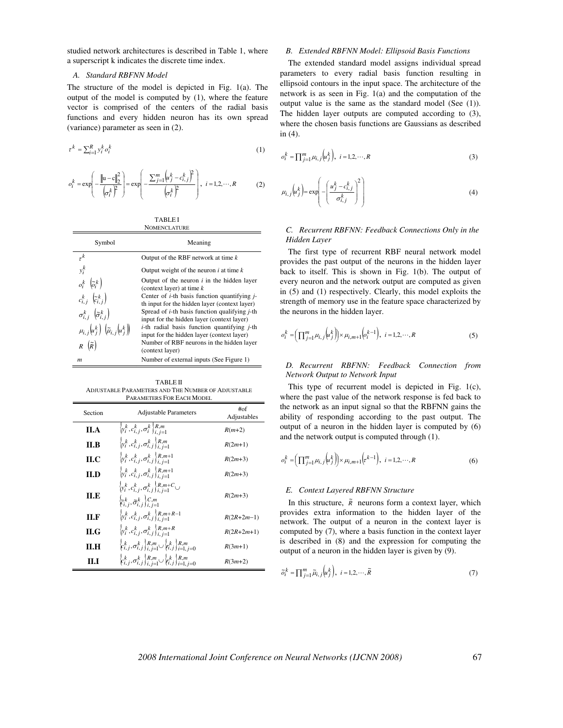studied network architectures is described in Table 1, where a superscript k indicates the discrete time index.

### A. Standard RBFNN Model

The structure of the model is depicted in Fig. 1(a). The output of the model is computed by (1), where the feature vector is comprised of the centers of the radial basis functions and every hidden neuron has its own spread (variance) parameter as seen in (2).

$$\tau^k = \sum_{i=1}^{R} y_i^k o_i^k \tag{1}$$

$$o_i^k = \exp\left(-\frac{\|\mathrm{u}-\mathrm{c}\|_2^2}{\left(\sigma_i^k\right)^2}\right) = \exp\left(-\frac{\sum_{j=1}^{m}\left(u_j^k - c_{i,j}^k\right)^2}{\left(\sigma_i^k\right)^2}\right),\ i = 1,2,\cdots,R \tag{2}$$

TABLE I
NOMENCLATURE

| Symbol | Meaning |
|---|---|
| $\tau^k$ | Output of the RBF network at time $k$ |
| $y_i^k$ | Output weight of the neuron $i$ at time $k$ |
| $o_i^k$ $\left(\tilde{o}_i^k\right)$ | Output of the neuron $i$ in the hidden layer (context layer) at time $k$ |
| $c_{i,j}^k$ $\left(\tilde{c}_{i,j}^k\right)$ | Center of $i$-th basis function quantifying $j$-th input for the hidden layer (context layer) |
| $\sigma_{i,j}^k$ $\left(\tilde{\sigma}_{i,j}^k\right)$ | Spread of $i$-th basis function qualifying $j$-th input for the hidden layer (context layer) |
| $\mu_{i,j}\left(u_j^k\right)$ $\left(\tilde{\mu}_{i,j}\left(u_j^k\right)\right)$ | $i$-th radial basis function quantifying $j$-th input for the hidden layer (context layer) |
| $R$ $\left(\tilde{R}\right)$ | Number of RBF neurons in the hidden layer (context layer) |
| $m$ | Number of external inputs (See Figure 1) |

TABLE II
ADJUSTABLE PARAMETERS AND THE NUMBER OF ADJUSTABLE PARAMETERS FOR EACH MODEL

| Section | Adjustable Parameters | #of Adjustables |
|---|---|---|
| **II.A** | $\left\{y_i^k, c_{i,j}^k, \sigma_i^k\right\}_{i,j=1}^{R,m}$ | $R(m+2)$ |
| **II.B** | $\left\{y_i^k, c_{i,j}^k, \sigma_{i,j}^k\right\}_{i,j=1}^{R,m}$ | $R(2m+1)$ |
| **II.C** | $\left\{y_i^k, c_{i,j}^k, \sigma_{i,j}^k\right\}_{i,j=1}^{R,m+1}$ | $R(2m+3)$ |
| **II.D** | $\left\{y_i^k, c_{i,j}^k, \sigma_{i,j}^k\right\}_{i,j=1}^{R,m+1}$ | $R(2m+3)$ |
| **II.E** | $\left\{y_i^k, c_{i,j}^k, \sigma_{i,j}^k\right\}_{i,j=1}^{R,m+C} \cup \left\{\tilde{c}_{i,j}^k, \tilde{\sigma}_{i,j}^k\right\}_{i,j=1}^{C,m}$ | $R(2m+3)$ |
| **II.F** | $\left\{y_i^k, c_{i,j}^k, \sigma_{i,j}^k\right\}_{i,j=1}^{R,m+R-1}$ | $R(2R+2m-1)$ |
| **II.G** | $\left\{y_i^k, c_{i,j}^k, \sigma_{i,j}^k\right\}_{i,j=1}^{R,m+R}$ | $R(2R+2m+1)$ |
| **II.H** | $\left\{c_{i,j}^k, \sigma_{i,j}^k\right\}_{i,j=1}^{R,m} \cup \left\{\gamma_{i,j}^k\right\}_{i=1,j=0}^{R,m}$ | $R(3m+1)$ |
| **II.I** | $\left\{c_{i,j}^k, \sigma_{i,j}^k\right\}_{i,j=1}^{R,m} \cup \left\{\gamma_{i,j}^k\right\}_{i=1,j=0}^{R,m}$ | $R(3m+2)$ |

### B. Extended RBFNN Model: Ellipsoid Basis Functions

The extended standard model assigns individual spread parameters to every radial basis function resulting in ellipsoid contours in the input space. The architecture of the network is as seen in Fig. 1(a) and the computation of the output value is the same as the standard model (See (1)). The hidden layer outputs are computed according to (3), where the chosen basis functions are Gaussians as described in (4).

$$o_i^k = \prod_{j=1}^{m} \mu_{i,j}\left(u_j^k\right),\ i = 1,2,\cdots,R \tag{3}$$

$$\mu_{i,j}\left(u_j^k\right) = \exp\left(-\left(\frac{u_j^k - c_{i,j}^k}{\sigma_{i,j}^k}\right)^2\right) \tag{4}$$

### C. Recurrent RBFNN: Feedback Connections Only in the Hidden Layer

The first type of recurrent RBF neural network model provides the past output of the neurons in the hidden layer back to itself. This is shown in Fig. 1(b). The output of every neuron and the network output are computed as given in (5) and (1) respectively. Clearly, this model exploits the strength of memory use in the feature space characterized by the neurons in the hidden layer.

$$o_i^k = \left(\prod_{j=1}^{m} \mu_{i,j}\left(u_j^k\right)\right) \times \mu_{i,m+1}\left(o_i^{k-1}\right),\ i = 1,2,\cdots,R \tag{5}$$

### D. Recurrent RBFNN: Feedback Connection from Network Output to Network Input

This type of recurrent model is depicted in Fig. 1(c), where the past value of the network response is fed back to the network as an input signal so that the RBFNN gains the ability of responding according to the past output. The output of a neuron in the hidden layer is computed by (6) and the network output is computed through (1).

$$o_i^k = \left(\prod_{j=1}^{m} \mu_{i,j}\left(u_j^k\right)\right) \times \mu_{i,m+1}\left(\tau^{k-1}\right),\ i = 1,2,\cdots,R \tag{6}$$

### E. Context Layered RBFNN Structure

In this structure, $\tilde{R}$ neurons form a context layer, which provides extra information to the hidden layer of the network. The output of a neuron in the context layer is computed by (7), where a basis function in the context layer is described in (8) and the expression for computing the output of a neuron in the hidden layer is given by (9).

$$\tilde{o}_i^k = \prod_{j=1}^{m} \tilde{\mu}_{i,j}\left(u_j^k\right),\ i = 1,2,\cdots,\tilde{R} \tag{7}$$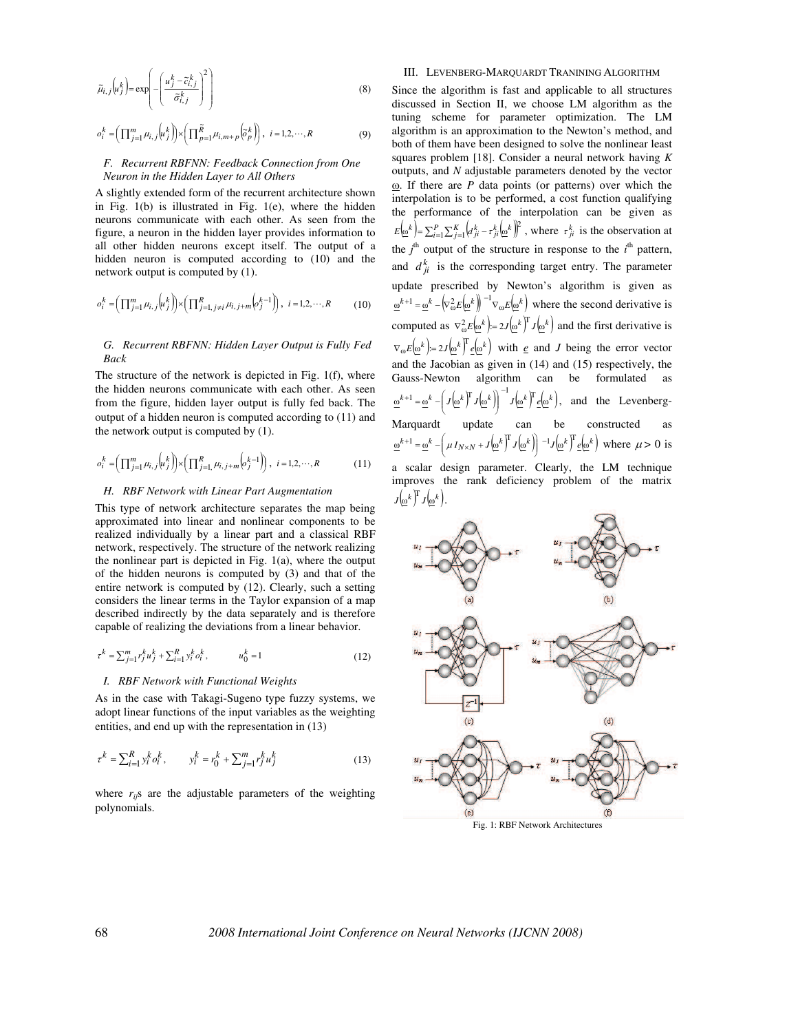$$\tilde{\mu}_{i,j}\left(u_j^k\right) = \exp\left(-\left(\frac{u_j^k - \tilde{c}_{i,j}^k}{\tilde{\sigma}_{i,j}^k}\right)^2\right) \tag{8}$$

$$o_i^k = \left(\prod_{j=1}^{m} \mu_{i,j}\left(u_j^k\right)\right) \times \left(\prod_{p=1}^{\tilde{R}} \mu_{i,m+p}\left(\tilde{o}_p^k\right)\right), \quad i = 1,2,\cdots,R \tag{9}$$

### F. Recurrent RBFNN: Feedback Connection from One Neuron in the Hidden Layer to All Others

A slightly extended form of the recurrent architecture shown in Fig. 1(b) is illustrated in Fig. 1(e), where the hidden neurons communicate with each other. As seen from the figure, a neuron in the hidden layer provides information to all other hidden neurons except itself. The output of a hidden neuron is computed according to (10) and the network output is computed by (1).

$$o_i^k = \left(\prod_{j=1}^{m} \mu_{i,j}\left(u_j^k\right)\right) \times \left(\prod_{j=1, j\neq i}^{R} \mu_{i,j+m}\left(o_j^{k-1}\right)\right), \quad i = 1,2,\cdots,R \tag{10}$$

### G. Recurrent RBFNN: Hidden Layer Output is Fully Fed Back

The structure of the network is depicted in Fig. 1(f), where the hidden neurons communicate with each other. As seen from the figure, hidden layer output is fully fed back. The output of a hidden neuron is computed according to (11) and the network output is computed by (1).

$$o_i^k = \left(\prod_{j=1}^{m} \mu_{i,j}\left(u_j^k\right)\right) \times \left(\prod_{j=1,}^{R} \mu_{i,j+m}\left(o_j^{k-1}\right)\right), \quad i = 1,2,\cdots,R \tag{11}$$

### H. RBF Network with Linear Part Augmentation

This type of network architecture separates the map being approximated into linear and nonlinear components to be realized individually by a linear part and a classical RBF network, respectively. The structure of the network realizing the nonlinear part is depicted in Fig. 1(a), where the output of the hidden neurons is computed by (3) and that of the entire network is computed by (12). Clearly, such a setting considers the linear terms in the Taylor expansion of a map described indirectly by the data separately and is therefore capable of realizing the deviations from a linear behavior.

$$\tau^k = \sum_{j=1}^{m} r_j^k u_j^k + \sum_{i=1}^{R} y_i^k o_i^k, \qquad u_0^k = 1 \tag{12}$$

### I. RBF Network with Functional Weights

As in the case with Takagi-Sugeno type fuzzy systems, we adopt linear functions of the input variables as the weighting entities, and end up with the representation in (13)

$$\tau^k = \sum_{i=1}^{R} y_i^k o_i^k, \qquad y_i^k = r_0^k + \sum_{j=1}^{m} r_j^k u_j^k \tag{13}$$

where $r_{ij}$s are the adjustable parameters of the weighting polynomials.

## III. Levenberg-Marquardt Tranining Algorithm

Since the algorithm is fast and applicable to all structures discussed in Section II, we choose LM algorithm as the tuning scheme for parameter optimization. The LM algorithm is an approximation to the Newton's method, and both of them have been designed to solve the nonlinear least squares problem [18]. Consider a neural network having $K$ outputs, and $N$ adjustable parameters denoted by the vector $\underline{\omega}$. If there are $P$ data points (or patterns) over which the interpolation is to be performed, a cost function qualifying the performance of the interpolation can be given as $E\left(\underline{\omega}^k\right) = \sum_{i=1}^{P}\sum_{j=1}^{K}\left(d_{ji}^k - \tau_{ji}^k\left(\underline{\omega}^k\right)\right)^2$, where $\tau_{ji}^k$ is the observation at the $j^{\text{th}}$ output of the structure in response to the $i^{\text{th}}$ pattern, and $d_{ji}^k$ is the corresponding target entry. The parameter update prescribed by Newton's algorithm is given as $\underline{\omega}^{k+1} = \underline{\omega}^k - \left(\nabla_{\omega}^2 E\left(\underline{\omega}^k\right)\right)^{-1} \nabla_{\omega} E\left(\underline{\omega}^k\right)$ where the second derivative is computed as $\nabla_{\omega}^2 E\left(\underline{\omega}^k\right) := 2J\left(\underline{\omega}^k\right)^{\mathrm{T}} J\left(\underline{\omega}^k\right)$ and the first derivative is $\nabla_{\omega} E\left(\underline{\omega}^k\right) := 2J\left(\underline{\omega}^k\right)^{\mathrm{T}} \underline{e}\left(\underline{\omega}^k\right)$ with $\underline{e}$ and $J$ being the error vector and the Jacobian as given in (14) and (15) respectively, the Gauss-Newton algorithm can be formulated as $\underline{\omega}^{k+1} = \underline{\omega}^k - \left(J\left(\underline{\omega}^k\right)^{\mathrm{T}} J\left(\underline{\omega}^k\right)\right)^{-1} J\left(\underline{\omega}^k\right)^{\mathrm{T}} \underline{e}\left(\underline{\omega}^k\right)$, and the Levenberg-Marquardt update can be constructed as $\underline{\omega}^{k+1} = \underline{\omega}^k - \left(\mu I_{N\times N} + J\left(\underline{\omega}^k\right)^{\mathrm{T}} J\left(\underline{\omega}^k\right)\right)^{-1} J\left(\underline{\omega}^k\right)^{\mathrm{T}} \underline{e}\left(\underline{\omega}^k\right)$ where $\mu > 0$ is a scalar design parameter. Clearly, the LM technique improves the rank deficiency problem of the matrix $J\left(\underline{\omega}^k\right)^{\mathrm{T}} J\left(\underline{\omega}^k\right)$.

Fig. 1: RBF Network Architectures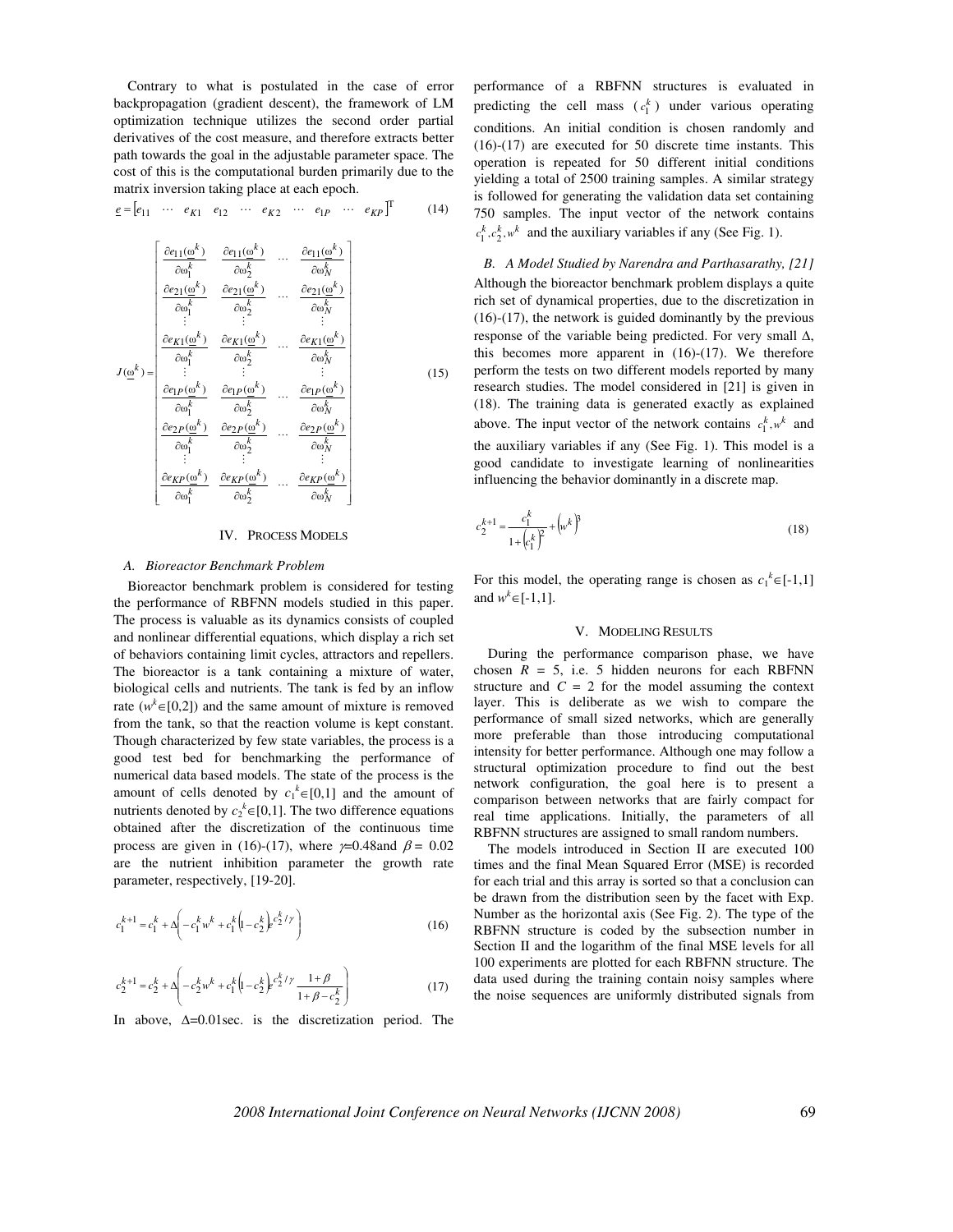Contrary to what is postulated in the case of error backpropagation (gradient descent), the framework of LM optimization technique utilizes the second order partial derivatives of the cost measure, and therefore extracts better path towards the goal in the adjustable parameter space. The cost of this is the computational burden primarily due to the matrix inversion taking place at each epoch.

$$\underline{e} = \begin{bmatrix} e_{11} & \cdots & e_{K1} & e_{12} & \cdots & e_{K2} & \cdots & e_{1P} & \cdots & e_{KP} \end{bmatrix}^{\mathrm{T}} \tag{14}$$

$$J(\underline{\omega}^k) = \begin{bmatrix} \frac{\partial e_{11}(\underline{\omega}^k)}{\partial \omega_1^k} & \frac{\partial e_{11}(\underline{\omega}^k)}{\partial \omega_2^k} & \cdots & \frac{\partial e_{11}(\underline{\omega}^k)}{\partial \omega_N^k} \\ \frac{\partial e_{21}(\underline{\omega}^k)}{\partial \omega_1^k} & \frac{\partial e_{21}(\underline{\omega}^k)}{\partial \omega_2^k} & \cdots & \frac{\partial e_{21}(\underline{\omega}^k)}{\partial \omega_N^k} \\ \vdots & \vdots & & \vdots \\ \frac{\partial e_{K1}(\underline{\omega}^k)}{\partial \omega_1^k} & \frac{\partial e_{K1}(\underline{\omega}^k)}{\partial \omega_2^k} & \cdots & \frac{\partial e_{K1}(\underline{\omega}^k)}{\partial \omega_N^k} \\ \vdots & \vdots & & \vdots \\ \frac{\partial e_{1P}(\underline{\omega}^k)}{\partial \omega_1^k} & \frac{\partial e_{1P}(\underline{\omega}^k)}{\partial \omega_2^k} & \cdots & \frac{\partial e_{1P}(\underline{\omega}^k)}{\partial \omega_N^k} \\ \frac{\partial e_{2P}(\underline{\omega}^k)}{\partial \omega_1^k} & \frac{\partial e_{2P}(\underline{\omega}^k)}{\partial \omega_2^k} & \cdots & \frac{\partial e_{2P}(\underline{\omega}^k)}{\partial \omega_N^k} \\ \vdots & \vdots & & \vdots \\ \frac{\partial e_{KP}(\underline{\omega}^k)}{\partial \omega_1^k} & \frac{\partial e_{KP}(\underline{\omega}^k)}{\partial \omega_2^k} & \cdots & \frac{\partial e_{KP}(\underline{\omega}^k)}{\partial \omega_N^k} \end{bmatrix} \tag{15}$$

## IV. Process Models

### A. Bioreactor Benchmark Problem

Bioreactor benchmark problem is considered for testing the performance of RBFNN models studied in this paper. The process is valuable as its dynamics consists of coupled and nonlinear differential equations, which display a rich set of behaviors containing limit cycles, attractors and repellers. The bioreactor is a tank containing a mixture of water, biological cells and nutrients. The tank is fed by an inflow rate ($w^k \in [0,2]$) and the same amount of mixture is removed from the tank, so that the reaction volume is kept constant. Though characterized by few state variables, the process is a good test bed for benchmarking the performance of numerical data based models. The state of the process is the amount of cells denoted by $c_1^k \in [0,1]$ and the amount of nutrients denoted by $c_2^k \in [0,1]$. The two difference equations obtained after the discretization of the continuous time process are given in (16)-(17), where $\gamma$=0.48and $\beta$ = 0.02 are the nutrient inhibition parameter the growth rate parameter, respectively, [19-20].

$$c_1^{k+1} = c_1^k + \Delta\left(-c_1^k w^k + c_1^k\left(1 - c_2^k\right)e^{c_2^k/\gamma}\right) \tag{16}$$

$$c_2^{k+1} = c_2^k + \Delta\left(-c_2^k w^k + c_1^k\left(1 - c_2^k\right)e^{c_2^k/\gamma}\frac{1+\beta}{1+\beta-c_2^k}\right) \tag{17}$$

In above, $\Delta$=0.01sec. is the discretization period. The performance of a RBFNN structures is evaluated in predicting the cell mass ($c_1^k$) under various operating conditions. An initial condition is chosen randomly and (16)-(17) are executed for 50 discrete time instants. This operation is repeated for 50 different initial conditions yielding a total of 2500 training samples. A similar strategy is followed for generating the validation data set containing 750 samples. The input vector of the network contains $c_1^k, c_2^k, w^k$ and the auxiliary variables if any (See Fig. 1).

### B. A Model Studied by Narendra and Parthasarathy, [21]

Although the bioreactor benchmark problem displays a quite rich set of dynamical properties, due to the discretization in (16)-(17), the network is guided dominantly by the previous response of the variable being predicted. For very small $\Delta$, this becomes more apparent in (16)-(17). We therefore perform the tests on two different models reported by many research studies. The model considered in [21] is given in (18). The training data is generated exactly as explained above. The input vector of the network contains $c_1^k, w^k$ and the auxiliary variables if any (See Fig. 1). This model is a good candidate to investigate learning of nonlinearities influencing the behavior dominantly in a discrete map.

$$c_2^{k+1} = \frac{c_1^k}{1+\left(c_1^k\right)^2} + \left(w^k\right)^3 \tag{18}$$

For this model, the operating range is chosen as $c_1^k \in [-1,1]$ and $w^k \in [-1,1]$.

## V. Modeling Results

During the performance comparison phase, we have chosen $R$ = 5, i.e. 5 hidden neurons for each RBFNN structure and $C$ = 2 for the model assuming the context layer. This is deliberate as we wish to compare the performance of small sized networks, which are generally more preferable than those introducing computational intensity for better performance. Although one may follow a structural optimization procedure to find out the best network configuration, the goal here is to present a comparison between networks that are fairly compact for real time applications. Initially, the parameters of all RBFNN structures are assigned to small random numbers.

The models introduced in Section II are executed 100 times and the final Mean Squared Error (MSE) is recorded for each trial and this array is sorted so that a conclusion can be drawn from the distribution seen by the facet with Exp. Number as the horizontal axis (See Fig. 2). The type of the RBFNN structure is coded by the subsection number in Section II and the logarithm of the final MSE levels for all 100 experiments are plotted for each RBFNN structure. The data used during the training contain noisy samples where the noise sequences are uniformly distributed signals from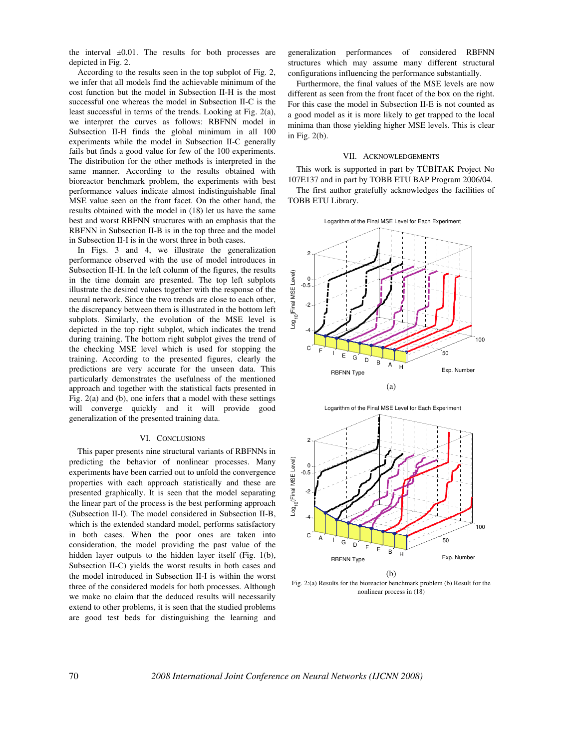the interval ±0.01. The results for both processes are depicted in Fig. 2.

According to the results seen in the top subplot of Fig. 2, we infer that all models find the achievable minimum of the cost function but the model in Subsection II-H is the most successful one whereas the model in Subsection II-C is the least successful in terms of the trends. Looking at Fig. 2(a), we interpret the curves as follows: RBFNN model in Subsection II-H finds the global minimum in all 100 experiments while the model in Subsection II-C generally fails but finds a good value for few of the 100 experiments. The distribution for the other methods is interpreted in the same manner. According to the results obtained with bioreactor benchmark problem, the experiments with best performance values indicate almost indistinguishable final MSE value seen on the front facet. On the other hand, the results obtained with the model in (18) let us have the same best and worst RBFNN structures with an emphasis that the RBFNN in Subsection II-B is in the top three and the model in Subsection II-I is in the worst three in both cases.

In Figs. 3 and 4, we illustrate the generalization performance observed with the use of model introduces in Subsection II-H. In the left column of the figures, the results in the time domain are presented. The top left subplots illustrate the desired values together with the response of the neural network. Since the two trends are close to each other, the discrepancy between them is illustrated in the bottom left subplots. Similarly, the evolution of the MSE level is depicted in the top right subplot, which indicates the trend during training. The bottom right subplot gives the trend of the checking MSE level which is used for stopping the training. According to the presented figures, clearly the predictions are very accurate for the unseen data. This particularly demonstrates the usefulness of the mentioned approach and together with the statistical facts presented in Fig. 2(a) and (b), one infers that a model with these settings will converge quickly and it will provide good generalization of the presented training data.

## VI. Conclusions

This paper presents nine structural variants of RBFNNs in predicting the behavior of nonlinear processes. Many experiments have been carried out to unfold the convergence properties with each approach statistically and these are presented graphically. It is seen that the model separating the linear part of the process is the best performing approach (Subsection II-I). The model considered in Subsection II-B, which is the extended standard model, performs satisfactory in both cases. When the poor ones are taken into consideration, the model providing the past value of the hidden layer outputs to the hidden layer itself (Fig. 1(b), Subsection II-C) yields the worst results in both cases and the model introduced in Subsection II-I is within the worst three of the considered models for both processes. Although we make no claim that the deduced results will necessarily extend to other problems, it is seen that the studied problems are good test beds for distinguishing the learning and generalization performances of considered RBFNN structures which may assume many different structural configurations influencing the performance substantially.

Furthermore, the final values of the MSE levels are now different as seen from the front facet of the box on the right. For this case the model in Subsection II-E is not counted as a good model as it is more likely to get trapped to the local minima than those yielding higher MSE levels. This is clear in Fig. 2(b).

## VII. Acknowledgements

This work is supported in part by TÜBİTAK Project No 107E137 and in part by TOBB ETU BAP Program 2006/04.

The first author gratefully acknowledges the facilities of TOBB ETU Library.

Logarithm of the Final MSE Level for Each Experiment

$Log_{10}$(Final MSE Level)

2
0
-0.5
-2
-4

C F I E G D B A H

RBFNN Type

Exp. Number

50
100

(a)

Logarithm of the Final MSE Level for Each Experiment

$Log_{10}$(Final MSE Level)

2
0
-0.5
-2
-4

C A I G D F E B H

RBFNN Type

Exp. Number

50
100

(b)

Fig. 2:(a) Results for the bioreactor benchmark problem (b) Result for the nonlinear process in (18)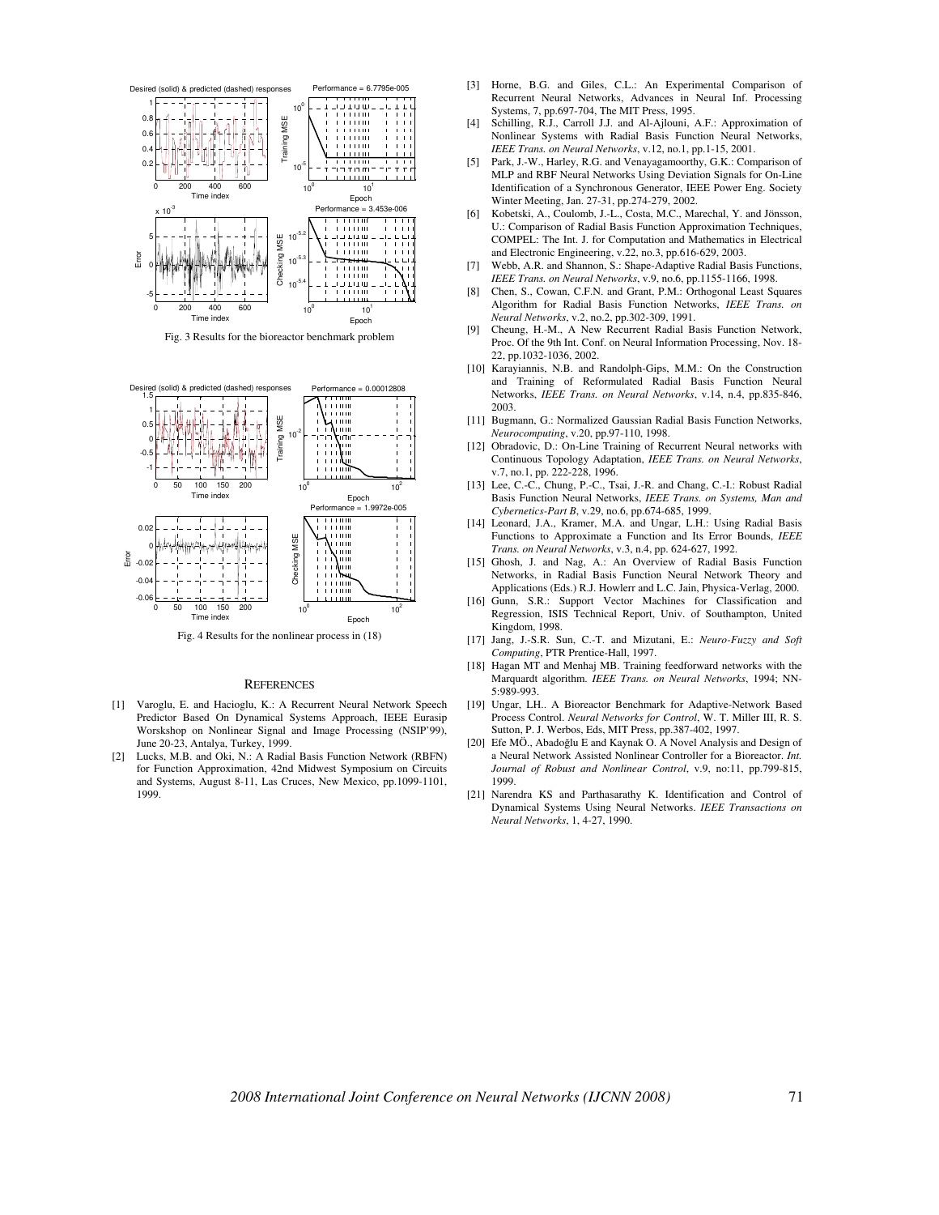Desired (solid) & predicted (dashed) responses

Performance = 6.7795e-005

Training MSE

Time index

Epoch

Performance = 3.453e-006

Error

Checking MSE

Time index

Epoch

Fig. 3 Results for the bioreactor benchmark problem

Desired (solid) & predicted (dashed) responses

Performance = 0.00012808

Training MSE

Time index

Epoch

Performance = 1.9972e-005

Error

Checking MSE

Time index

Epoch

Fig. 4 Results for the nonlinear process in (18)

## REFERENCES

[1] Varoglu, E. and Hacioglu, K.: A Recurrent Neural Network Speech Predictor Based On Dynamical Systems Approach, IEEE Eurasip Worskshop on Nonlinear Signal and Image Processing (NSIP'99), June 20-23, Antalya, Turkey, 1999.

[2] Lucks, M.B. and Oki, N.: A Radial Basis Function Network (RBFN) for Function Approximation, 42nd Midwest Symposium on Circuits and Systems, August 8-11, Las Cruces, New Mexico, pp.1099-1101, 1999.

[3] Horne, B.G. and Giles, C.L.: An Experimental Comparison of Recurrent Neural Networks, Advances in Neural Inf. Processing Systems, 7, pp.697-704, The MIT Press, 1995.

[4] Schilling, R.J., Carroll J.J. and Al-Ajlouni, A.F.: Approximation of Nonlinear Systems with Radial Basis Function Neural Networks, *IEEE Trans. on Neural Networks*, v.12, no.1, pp.1-15, 2001.

[5] Park, J.-W., Harley, R.G. and Venayagamoorthy, G.K.: Comparison of MLP and RBF Neural Networks Using Deviation Signals for On-Line Identification of a Synchronous Generator, IEEE Power Eng. Society Winter Meeting, Jan. 27-31, pp.274-279, 2002.

[6] Kobetski, A., Coulomb, J.-L., Costa, M.C., Marechal, Y. and Jönsson, U.: Comparison of Radial Basis Function Approximation Techniques, COMPEL: The Int. J. for Computation and Mathematics in Electrical and Electronic Engineering, v.22, no.3, pp.616-629, 2003.

[7] Webb, A.R. and Shannon, S.: Shape-Adaptive Radial Basis Functions, *IEEE Trans. on Neural Networks*, v.9, no.6, pp.1155-1166, 1998.

[8] Chen, S., Cowan, C.F.N. and Grant, P.M.: Orthogonal Least Squares Algorithm for Radial Basis Function Networks, *IEEE Trans. on Neural Networks*, v.2, no.2, pp.302-309, 1991.

[9] Cheung, H.-M., A New Recurrent Radial Basis Function Network, Proc. Of the 9th Int. Conf. on Neural Information Processing, Nov. 18-22, pp.1032-1036, 2002.

[10] Karayiannis, N.B. and Randolph-Gips, M.M.: On the Construction and Training of Reformulated Radial Basis Function Neural Networks, *IEEE Trans. on Neural Networks*, v.14, n.4, pp.835-846, 2003.

[11] Bugmann, G.: Normalized Gaussian Radial Basis Function Networks, *Neurocomputing*, v.20, pp.97-110, 1998.

[12] Obradovic, D.: On-Line Training of Recurrent Neural networks with Continuous Topology Adaptation, *IEEE Trans. on Neural Networks*, v.7, no.1, pp. 222-228, 1996.

[13] Lee, C.-C., Chung, P.-C., Tsai, J.-R. and Chang, C.-I.: Robust Radial Basis Function Neural Networks, *IEEE Trans. on Systems, Man and Cybernetics-Part B*, v.29, no.6, pp.674-685, 1999.

[14] Leonard, J.A., Kramer, M.A. and Ungar, L.H.: Using Radial Basis Functions to Approximate a Function and Its Error Bounds, *IEEE Trans. on Neural Networks*, v.3, n.4, pp. 624-627, 1992.

[15] Ghosh, J. and Nag, A.: An Overview of Radial Basis Function Networks, in Radial Basis Function Neural Network Theory and Applications (Eds.) R.J. Howlerr and L.C. Jain, Physica-Verlag, 2000.

[16] Gunn, S.R.: Support Vector Machines for Classification and Regression, ISIS Technical Report, Univ. of Southampton, United Kingdom, 1998.

[17] Jang, J.-S.R. Sun, C.-T. and Mizutani, E.: *Neuro-Fuzzy and Soft Computing*, PTR Prentice-Hall, 1997.

[18] Hagan MT and Menhaj MB. Training feedforward networks with the Marquardt algorithm. *IEEE Trans. on Neural Networks*, 1994; NN-5:989-993.

[19] Ungar, LH.. A Bioreactor Benchmark for Adaptive-Network Based Process Control. *Neural Networks for Control*, W. T. Miller III, R. S. Sutton, P. J. Werbos, Eds, MIT Press, pp.387-402, 1997.

[20] Efe MÖ., Abadoğlu E and Kaynak O. A Novel Analysis and Design of a Neural Network Assisted Nonlinear Controller for a Bioreactor. *Int. Journal of Robust and Nonlinear Control*, v.9, no:11, pp.799-815, 1999.

[21] Narendra KS and Parthasarathy K. Identification and Control of Dynamical Systems Using Neural Networks. *IEEE Transactions on Neural Networks*, 1, 4-27, 1990.